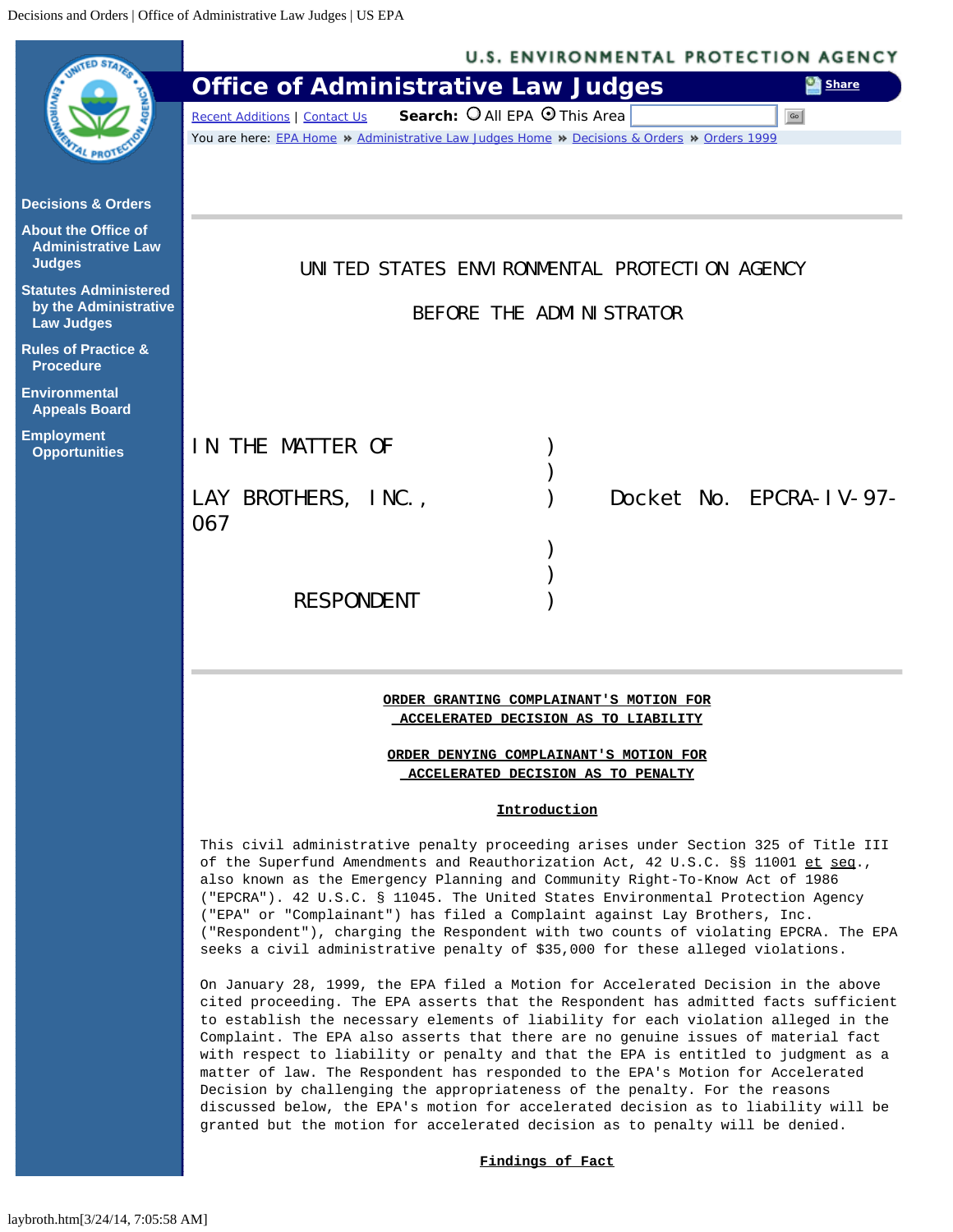UNITED STATES ENVIRONMENTAL PROTECTION AGENCY

BEFORE THE ADMINISTRATOR

| | | |
|---|---|---|
| IN THE MATTER OF | ) | |
| | ) | |
| LAY BROTHERS, INC., | ) | Docket No. EPCRA-IV-97-067 |
| | ) | |
| | ) | |
| RESPONDENT | ) | |

**ORDER GRANTING COMPLAINANT'S MOTION FOR ACCELERATED DECISION AS TO LIABILITY**

**ORDER DENYING COMPLAINANT'S MOTION FOR ACCELERATED DECISION AS TO PENALTY**

**Introduction**

This civil administrative penalty proceeding arises under Section 325 of Title III of the Superfund Amendments and Reauthorization Act, 42 U.S.C. §§ 11001 et seq., also known as the Emergency Planning and Community Right-To-Know Act of 1986 ("EPCRA"). 42 U.S.C. § 11045. The United States Environmental Protection Agency ("EPA" or "Complainant") has filed a Complaint against Lay Brothers, Inc. ("Respondent"), charging the Respondent with two counts of violating EPCRA. The EPA seeks a civil administrative penalty of $35,000 for these alleged violations.

On January 28, 1999, the EPA filed a Motion for Accelerated Decision in the above cited proceeding. The EPA asserts that the Respondent has admitted facts sufficient to establish the necessary elements of liability for each violation alleged in the Complaint. The EPA also asserts that there are no genuine issues of material fact with respect to liability or penalty and that the EPA is entitled to judgment as a matter of law. The Respondent has responded to the EPA's Motion for Accelerated Decision by challenging the appropriateness of the penalty. For the reasons discussed below, the EPA's motion for accelerated decision as to liability will be granted but the motion for accelerated decision as to penalty will be denied.

**Findings of Fact**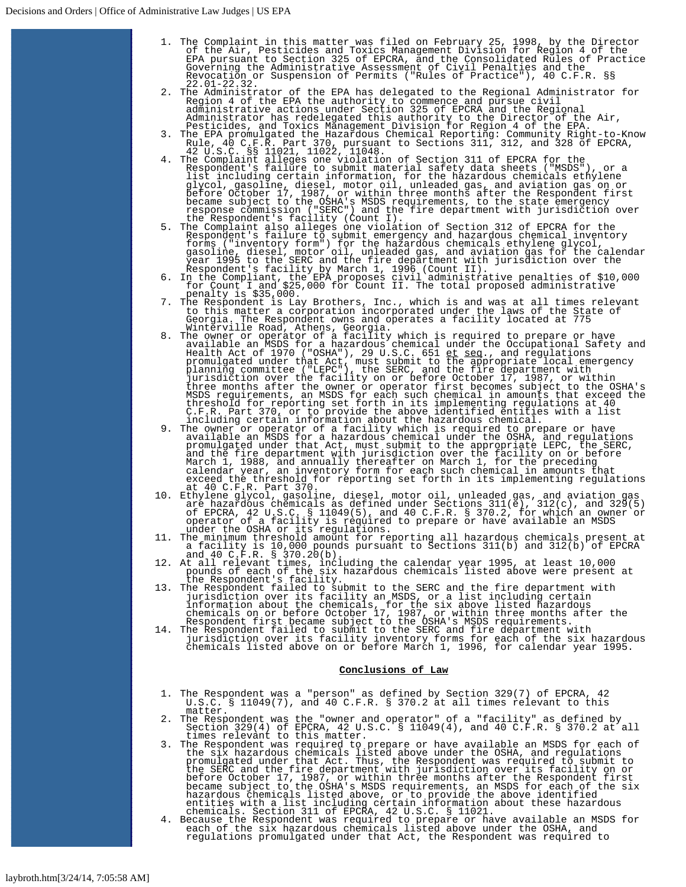1. The Complaint in this matter was filed on February 25, 1998, by the Director of the Air, Pesticides and Toxics Management Division for Region 4 of the EPA pursuant to Section 325 of EPCRA, and the Consolidated Rules of Practice Governing the Administrative Assessment of Civil Penalties and the Revocation or Suspension of Permits ("Rules of Practice"), 40 C.F.R. §§ 22.01-22.32.
2. The Administrator of the EPA has delegated to the Regional Administrator for Region 4 of the EPA the authority to commence and pursue civil administrative actions under Section 325 of EPCRA and the Regional Administrator has redelegated this authority to the Director of the Air, Pesticides, and Toxics Management Division for Region 4 of the EPA.
3. The EPA promulgated the Hazardous Chemical Reporting: Community Right-to-Know Rule, 40 C.F.R. Part 370, pursuant to Sections 311, 312, and 328 of EPCRA, 42 U.S.C. §§ 11021, 11022, 11048.
4. The Complaint alleges one violation of Section 311 of EPCRA for the Respondent's failure to submit material safety data sheets ("MSDS"), or a list including certain information, for the hazardous chemicals ethylene glycol, gasoline, diesel, motor oil, unleaded gas, and aviation gas on or before October 17, 1987, or within three months after the Respondent first became subject to the OSHA's MSDS requirements, to the state emergency response commission ("SERC") and the fire department with jurisdiction over the Respondent's facility (Count I).
5. The Complaint also alleges one violation of Section 312 of EPCRA for the Respondent's failure to submit emergency and hazardous chemical inventory forms ("inventory form") for the hazardous chemicals ethylene glycol, gasoline, diesel, motor oil, unleaded gas, and aviation gas for the calendar year 1995 to the SERC and the fire department with jurisdiction over the Respondent's facility by March 1, 1996 (Count II).
6. In the Compliant, the EPA proposes civil administrative penalties of $10,000 for Count I and $25,000 for Count II. The total proposed administrative penalty is $35,000.
7. The Respondent is Lay Brothers, Inc., which is and was at all times relevant to this matter a corporation incorporated under the laws of the State of Georgia. The Respondent owns and operates a facility located at 775 Winterville Road, Athens, Georgia.
8. The owner or operator of a facility which is required to prepare or have available an MSDS for a hazardous chemical under the Occupational Safety and Health Act of 1970 ("OSHA"), 29 U.S.C. 651 et seq., and regulations promulgated under that Act, must submit to the appropriate local emergency planning committee ("LEPC"), the SERC, and the fire department with jurisdiction over the facility on or before October 17, 1987, or within three months after the owner or operator first becomes subject to the OSHA's MSDS requirements, an MSDS for each such chemical in amounts that exceed the threshold for reporting set forth in its implementing regulations at 40 C.F.R. Part 370, or to provide the above identified entities with a list including certain information about the hazardous chemical.
9. The owner or operator of a facility which is required to prepare or have available an MSDS for a hazardous chemical under the OSHA, and regulations promulgated under that Act, must submit to the appropriate LEPC, the SERC, and the fire department with jurisdiction over the facility on or before March 1, 1988, and annually thereafter on March 1, for the preceding calendar year, an inventory form for each such chemical in amounts that exceed the threshold for reporting set forth in its implementing regulations at 40 C.F.R. Part 370.
10. Ethylene glycol, gasoline, diesel, motor oil, unleaded gas, and aviation gas are hazardous chemicals as defined under Sections 311(e), 312(c), and 329(5) of EPCRA, 42 U.S.C. § 11049(5), and 40 C.F.R. § 370.2, for which an owner or operator of a facility is required to prepare or have available an MSDS under the OSHA or its regulations.
11. The minimum threshold amount for reporting all hazardous chemicals present at a facility is 10,000 pounds pursuant to Sections 311(b) and 312(b) of EPCRA and 40 C.F.R. § 370.20(b).
12. At all relevant times, including the calendar year 1995, at least 10,000 pounds of each of the six hazardous chemicals listed above were present at the Respondent's facility.
13. The Respondent failed to submit to the SERC and the fire department with jurisdiction over its facility an MSDS, or a list including certain information about the chemicals, for the six above listed hazardous chemicals on or before October 17, 1987, or within three months after the Respondent first became subject to the OSHA's MSDS requirements.
14. The Respondent failed to submit to the SERC and fire department with jurisdiction over its facility inventory forms for each of the six hazardous chemicals listed above on or before March 1, 1996, for calendar year 1995.

## Conclusions of Law

1. The Respondent was a "person" as defined by Section 329(7) of EPCRA, 42 U.S.C. § 11049(7), and 40 C.F.R. § 370.2 at all times relevant to this matter.
2. The Respondent was the "owner and operator" of a "facility" as defined by Section 329(4) of EPCRA, 42 U.S.C. § 11049(4), and 40 C.F.R. § 370.2 at all times relevant to this matter.
3. The Respondent was required to prepare or have available an MSDS for each of the six hazardous chemicals listed above under the OSHA, and regulations promulgated under that Act. Thus, the Respondent was required to submit to the SERC and the fire department with jurisdiction over its facility on or before October 17, 1987, or within three months after the Respondent first became subject to the OSHA's MSDS requirements, an MSDS for each of the six hazardous chemicals listed above, or to provide the above identified entities with a list including certain information about these hazardous chemicals. Section 311 of EPCRA, 42 U.S.C. § 11021.
4. Because the Respondent was required to prepare or have available an MSDS for each of the six hazardous chemicals listed above under the OSHA, and regulations promulgated under that Act, the Respondent was required to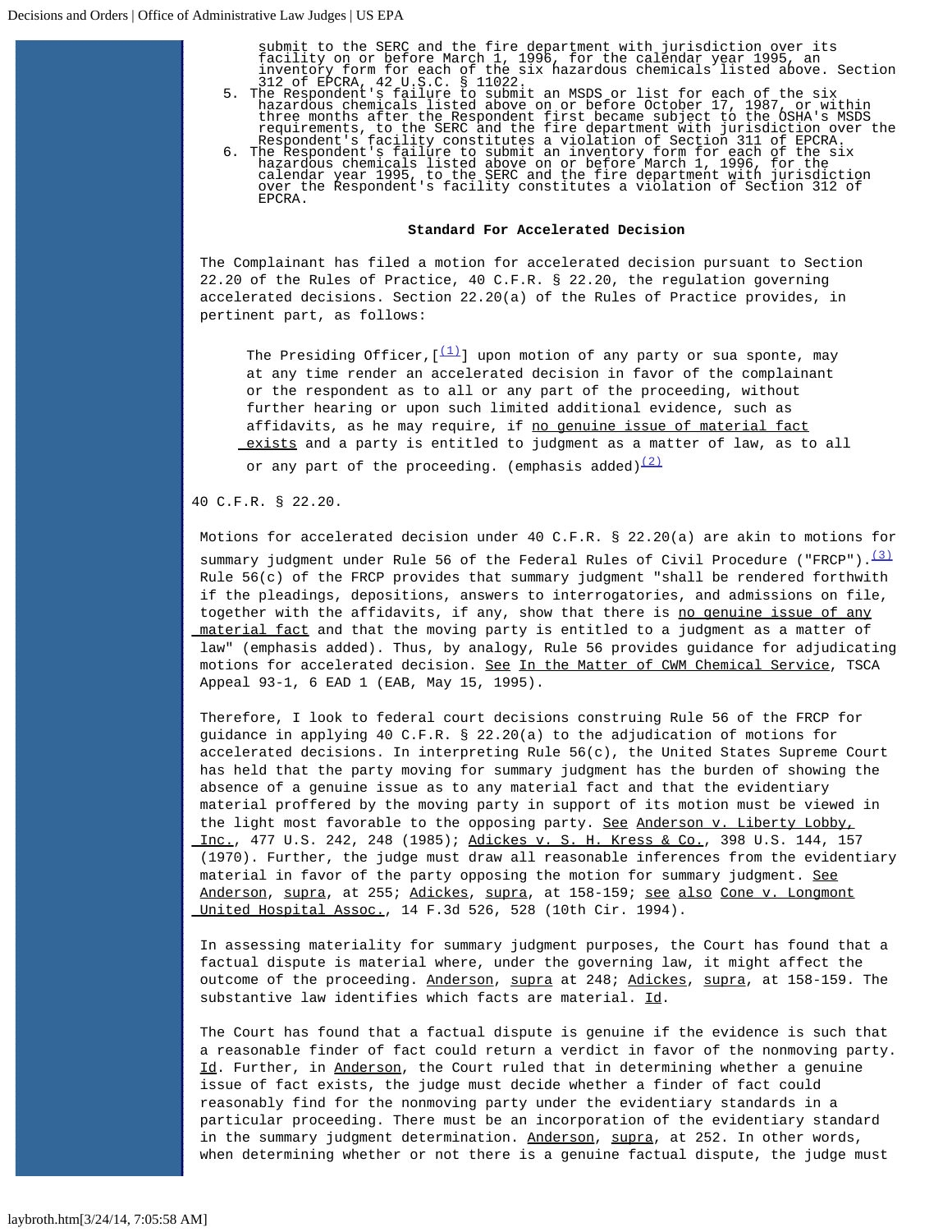submit to the SERC and the fire department with jurisdiction over its facility on or before March 1, 1996, for the calendar year 1995, an inventory form for each of the six hazardous chemicals listed above. Section 312 of EPCRA, 42 U.S.C. § 11022.

5. The Respondent's failure to submit an MSDS or list for each of the six hazardous chemicals listed above on or before October 17, 1987, or within three months after the Respondent first became subject to the OSHA's MSDS requirements, to the SERC and the fire department with jurisdiction over the Respondent's facility constitutes a violation of Section 311 of EPCRA.
6. The Respondent's failure to submit an inventory form for each of the six hazardous chemicals listed above on or before March 1, 1996, for the calendar year 1995, to the SERC and the fire department with jurisdiction over the Respondent's facility constitutes a violation of Section 312 of EPCRA.

**Standard For Accelerated Decision**

The Complainant has filed a motion for accelerated decision pursuant to Section 22.20 of the Rules of Practice, 40 C.F.R. § 22.20, the regulation governing accelerated decisions. Section 22.20(a) of the Rules of Practice provides, in pertinent part, as follows:

> The Presiding Officer,[(1)] upon motion of any party or sua sponte, may at any time render an accelerated decision in favor of the complainant or the respondent as to all or any part of the proceeding, without further hearing or upon such limited additional evidence, such as affidavits, as he may require, if no genuine issue of material fact exists and a party is entitled to judgment as a matter of law, as to all or any part of the proceeding. (emphasis added)[(2)]

40 C.F.R. § 22.20.

Motions for accelerated decision under 40 C.F.R. § 22.20(a) are akin to motions for summary judgment under Rule 56 of the Federal Rules of Civil Procedure ("FRCP").[(3)] Rule 56(c) of the FRCP provides that summary judgment "shall be rendered forthwith if the pleadings, depositions, answers to interrogatories, and admissions on file, together with the affidavits, if any, show that there is no genuine issue of any material fact and that the moving party is entitled to a judgment as a matter of law" (emphasis added). Thus, by analogy, Rule 56 provides guidance for adjudicating motions for accelerated decision. See In the Matter of CWM Chemical Service, TSCA Appeal 93-1, 6 EAD 1 (EAB, May 15, 1995).

Therefore, I look to federal court decisions construing Rule 56 of the FRCP for guidance in applying 40 C.F.R. § 22.20(a) to the adjudication of motions for accelerated decisions. In interpreting Rule 56(c), the United States Supreme Court has held that the party moving for summary judgment has the burden of showing the absence of a genuine issue as to any material fact and that the evidentiary material proffered by the moving party in support of its motion must be viewed in the light most favorable to the opposing party. See Anderson v. Liberty Lobby, Inc., 477 U.S. 242, 248 (1985); Adickes v. S. H. Kress & Co., 398 U.S. 144, 157 (1970). Further, the judge must draw all reasonable inferences from the evidentiary material in favor of the party opposing the motion for summary judgment. See Anderson, supra, at 255; Adickes, supra, at 158-159; see also Cone v. Longmont United Hospital Assoc., 14 F.3d 526, 528 (10th Cir. 1994).

In assessing materiality for summary judgment purposes, the Court has found that a factual dispute is material where, under the governing law, it might affect the outcome of the proceeding. Anderson, supra at 248; Adickes, supra, at 158-159. The substantive law identifies which facts are material. Id.

The Court has found that a factual dispute is genuine if the evidence is such that a reasonable finder of fact could return a verdict in favor of the nonmoving party. Id. Further, in Anderson, the Court ruled that in determining whether a genuine issue of fact exists, the judge must decide whether a finder of fact could reasonably find for the nonmoving party under the evidentiary standards in a particular proceeding. There must be an incorporation of the evidentiary standard in the summary judgment determination. Anderson, supra, at 252. In other words, when determining whether or not there is a genuine factual dispute, the judge must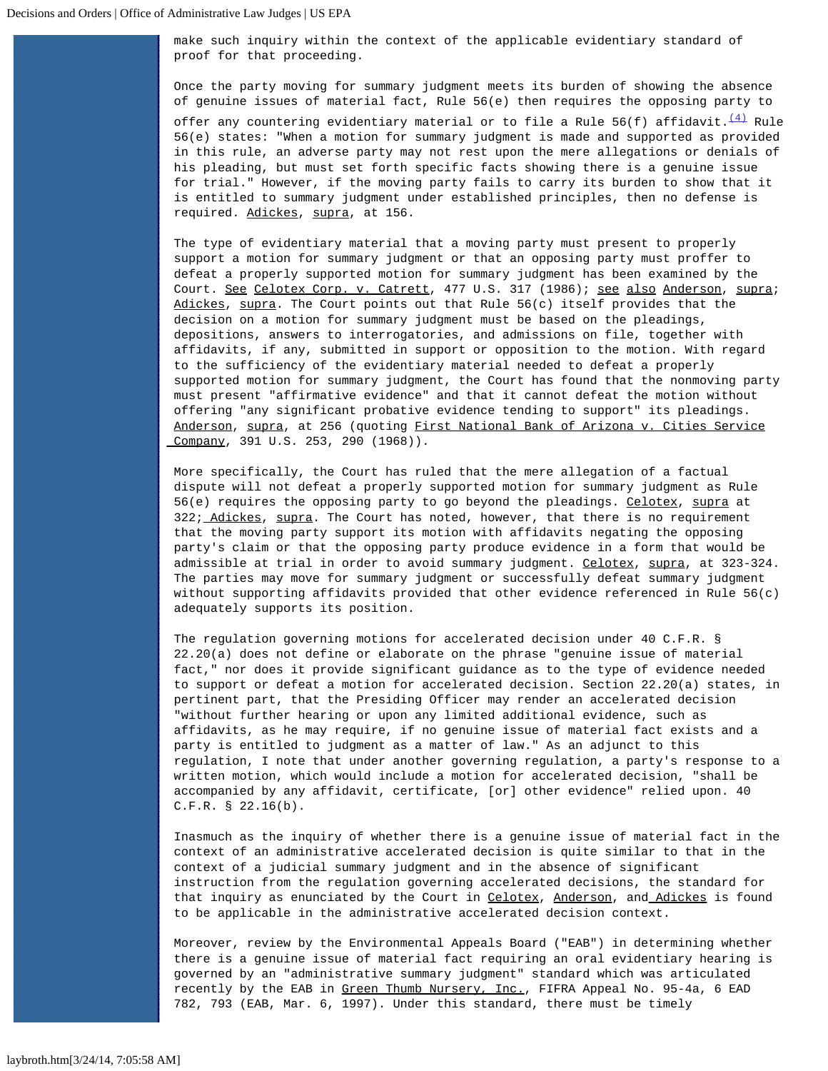make such inquiry within the context of the applicable evidentiary standard of proof for that proceeding.

Once the party moving for summary judgment meets its burden of showing the absence of genuine issues of material fact, Rule 56(e) then requires the opposing party to offer any countering evidentiary material or to file a Rule 56(f) affidavit.[(4)] Rule 56(e) states: "When a motion for summary judgment is made and supported as provided in this rule, an adverse party may not rest upon the mere allegations or denials of his pleading, but must set forth specific facts showing there is a genuine issue for trial." However, if the moving party fails to carry its burden to show that it is entitled to summary judgment under established principles, then no defense is required. Adickes, supra, at 156.

The type of evidentiary material that a moving party must present to properly support a motion for summary judgment or that an opposing party must proffer to defeat a properly supported motion for summary judgment has been examined by the Court. See Celotex Corp. v. Catrett, 477 U.S. 317 (1986); see also Anderson, supra; Adickes, supra. The Court points out that Rule 56(c) itself provides that the decision on a motion for summary judgment must be based on the pleadings, depositions, answers to interrogatories, and admissions on file, together with affidavits, if any, submitted in support or opposition to the motion. With regard to the sufficiency of the evidentiary material needed to defeat a properly supported motion for summary judgment, the Court has found that the nonmoving party must present "affirmative evidence" and that it cannot defeat the motion without offering "any significant probative evidence tending to support" its pleadings. Anderson, supra, at 256 (quoting First National Bank of Arizona v. Cities Service Company, 391 U.S. 253, 290 (1968)).

More specifically, the Court has ruled that the mere allegation of a factual dispute will not defeat a properly supported motion for summary judgment as Rule 56(e) requires the opposing party to go beyond the pleadings. Celotex, supra at 322; Adickes, supra. The Court has noted, however, that there is no requirement that the moving party support its motion with affidavits negating the opposing party's claim or that the opposing party produce evidence in a form that would be admissible at trial in order to avoid summary judgment. Celotex, supra, at 323-324. The parties may move for summary judgment or successfully defeat summary judgment without supporting affidavits provided that other evidence referenced in Rule 56(c) adequately supports its position.

The regulation governing motions for accelerated decision under 40 C.F.R. § 22.20(a) does not define or elaborate on the phrase "genuine issue of material fact," nor does it provide significant guidance as to the type of evidence needed to support or defeat a motion for accelerated decision. Section 22.20(a) states, in pertinent part, that the Presiding Officer may render an accelerated decision "without further hearing or upon any limited additional evidence, such as affidavits, as he may require, if no genuine issue of material fact exists and a party is entitled to judgment as a matter of law." As an adjunct to this regulation, I note that under another governing regulation, a party's response to a written motion, which would include a motion for accelerated decision, "shall be accompanied by any affidavit, certificate, [or] other evidence" relied upon. 40 C.F.R. § 22.16(b).

Inasmuch as the inquiry of whether there is a genuine issue of material fact in the context of an administrative accelerated decision is quite similar to that in the context of a judicial summary judgment and in the absence of significant instruction from the regulation governing accelerated decisions, the standard for that inquiry as enunciated by the Court in Celotex, Anderson, and Adickes is found to be applicable in the administrative accelerated decision context.

Moreover, review by the Environmental Appeals Board ("EAB") in determining whether there is a genuine issue of material fact requiring an oral evidentiary hearing is governed by an "administrative summary judgment" standard which was articulated recently by the EAB in Green Thumb Nursery, Inc., FIFRA Appeal No. 95-4a, 6 EAD 782, 793 (EAB, Mar. 6, 1997). Under this standard, there must be timely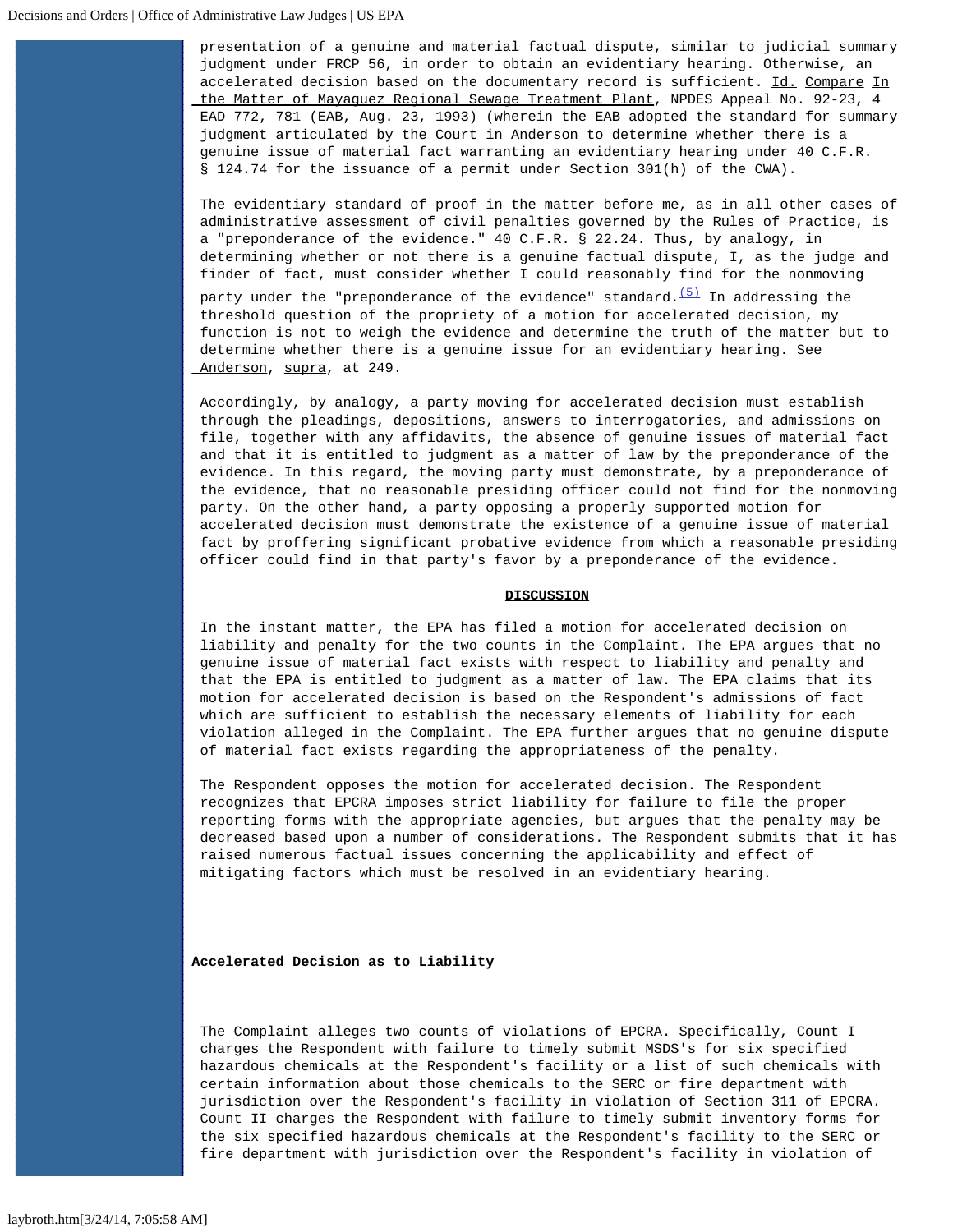presentation of a genuine and material factual dispute, similar to judicial summary judgment under FRCP 56, in order to obtain an evidentiary hearing. Otherwise, an accelerated decision based on the documentary record is sufficient. Id. Compare In the Matter of Mayaguez Regional Sewage Treatment Plant, NPDES Appeal No. 92-23, 4 EAD 772, 781 (EAB, Aug. 23, 1993) (wherein the EAB adopted the standard for summary judgment articulated by the Court in Anderson to determine whether there is a genuine issue of material fact warranting an evidentiary hearing under 40 C.F.R. § 124.74 for the issuance of a permit under Section 301(h) of the CWA).

The evidentiary standard of proof in the matter before me, as in all other cases of administrative assessment of civil penalties governed by the Rules of Practice, is a "preponderance of the evidence." 40 C.F.R. § 22.24. Thus, by analogy, in determining whether or not there is a genuine factual dispute, I, as the judge and finder of fact, must consider whether I could reasonably find for the nonmoving party under the "preponderance of the evidence" standard.(5) In addressing the threshold question of the propriety of a motion for accelerated decision, my function is not to weigh the evidence and determine the truth of the matter but to determine whether there is a genuine issue for an evidentiary hearing. See Anderson, supra, at 249.

Accordingly, by analogy, a party moving for accelerated decision must establish through the pleadings, depositions, answers to interrogatories, and admissions on file, together with any affidavits, the absence of genuine issues of material fact and that it is entitled to judgment as a matter of law by the preponderance of the evidence. In this regard, the moving party must demonstrate, by a preponderance of the evidence, that no reasonable presiding officer could not find for the nonmoving party. On the other hand, a party opposing a properly supported motion for accelerated decision must demonstrate the existence of a genuine issue of material fact by proffering significant probative evidence from which a reasonable presiding officer could find in that party's favor by a preponderance of the evidence.

## DISCUSSION

In the instant matter, the EPA has filed a motion for accelerated decision on liability and penalty for the two counts in the Complaint. The EPA argues that no genuine issue of material fact exists with respect to liability and penalty and that the EPA is entitled to judgment as a matter of law. The EPA claims that its motion for accelerated decision is based on the Respondent's admissions of fact which are sufficient to establish the necessary elements of liability for each violation alleged in the Complaint. The EPA further argues that no genuine dispute of material fact exists regarding the appropriateness of the penalty.

The Respondent opposes the motion for accelerated decision. The Respondent recognizes that EPCRA imposes strict liability for failure to file the proper reporting forms with the appropriate agencies, but argues that the penalty may be decreased based upon a number of considerations. The Respondent submits that it has raised numerous factual issues concerning the applicability and effect of mitigating factors which must be resolved in an evidentiary hearing.

### Accelerated Decision as to Liability

The Complaint alleges two counts of violations of EPCRA. Specifically, Count I charges the Respondent with failure to timely submit MSDS's for six specified hazardous chemicals at the Respondent's facility or a list of such chemicals with certain information about those chemicals to the SERC or fire department with jurisdiction over the Respondent's facility in violation of Section 311 of EPCRA. Count II charges the Respondent with failure to timely submit inventory forms for the six specified hazardous chemicals at the Respondent's facility to the SERC or fire department with jurisdiction over the Respondent's facility in violation of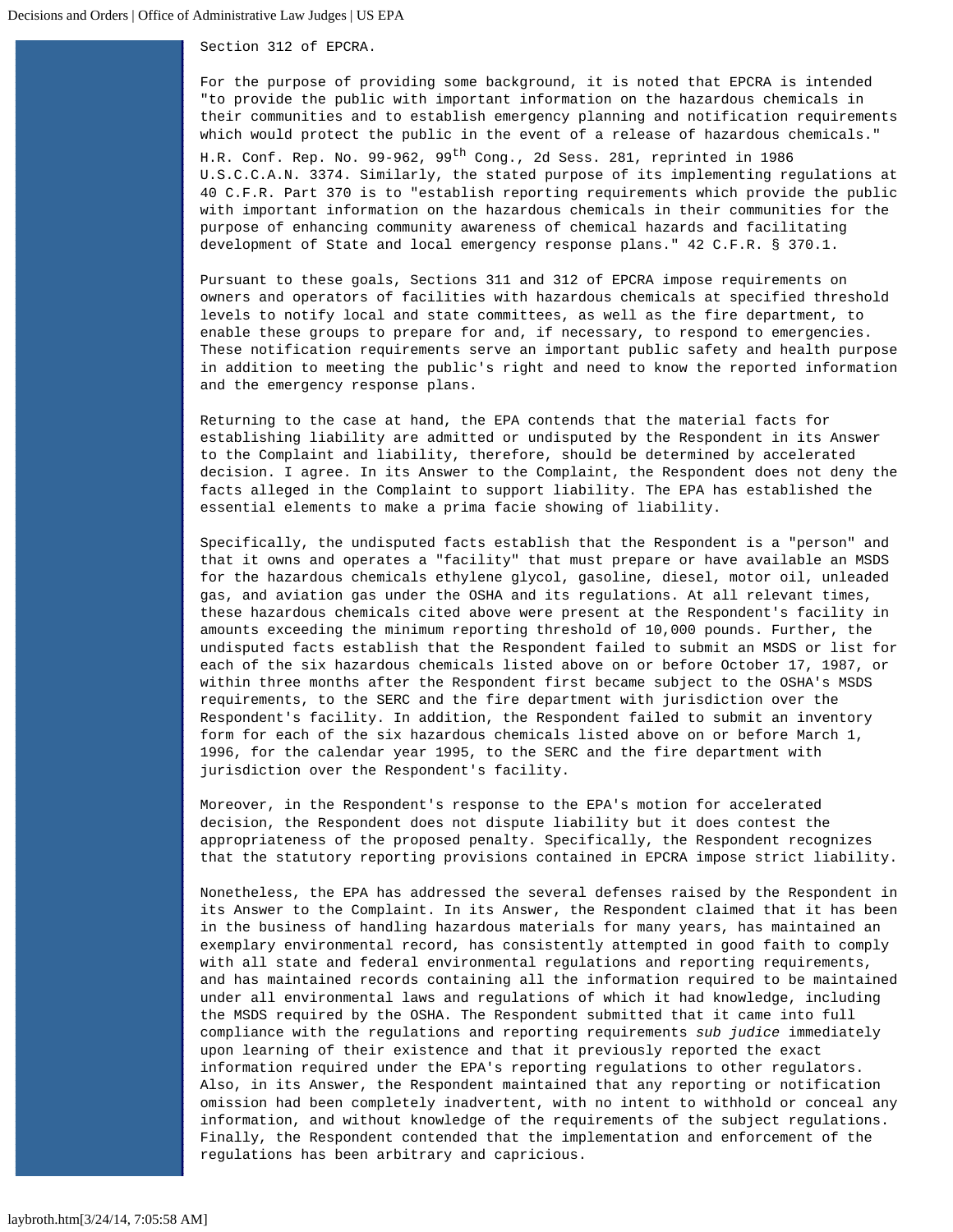Section 312 of EPCRA.

For the purpose of providing some background, it is noted that EPCRA is intended "to provide the public with important information on the hazardous chemicals in their communities and to establish emergency planning and notification requirements which would protect the public in the event of a release of hazardous chemicals." H.R. Conf. Rep. No. 99-962, 99th Cong., 2d Sess. 281, reprinted in 1986 U.S.C.C.A.N. 3374. Similarly, the stated purpose of its implementing regulations at 40 C.F.R. Part 370 is to "establish reporting requirements which provide the public with important information on the hazardous chemicals in their communities for the purpose of enhancing community awareness of chemical hazards and facilitating development of State and local emergency response plans." 42 C.F.R. § 370.1.

Pursuant to these goals, Sections 311 and 312 of EPCRA impose requirements on owners and operators of facilities with hazardous chemicals at specified threshold levels to notify local and state committees, as well as the fire department, to enable these groups to prepare for and, if necessary, to respond to emergencies. These notification requirements serve an important public safety and health purpose in addition to meeting the public's right and need to know the reported information and the emergency response plans.

Returning to the case at hand, the EPA contends that the material facts for establishing liability are admitted or undisputed by the Respondent in its Answer to the Complaint and liability, therefore, should be determined by accelerated decision. I agree. In its Answer to the Complaint, the Respondent does not deny the facts alleged in the Complaint to support liability. The EPA has established the essential elements to make a prima facie showing of liability.

Specifically, the undisputed facts establish that the Respondent is a "person" and that it owns and operates a "facility" that must prepare or have available an MSDS for the hazardous chemicals ethylene glycol, gasoline, diesel, motor oil, unleaded gas, and aviation gas under the OSHA and its regulations. At all relevant times, these hazardous chemicals cited above were present at the Respondent's facility in amounts exceeding the minimum reporting threshold of 10,000 pounds. Further, the undisputed facts establish that the Respondent failed to submit an MSDS or list for each of the six hazardous chemicals listed above on or before October 17, 1987, or within three months after the Respondent first became subject to the OSHA's MSDS requirements, to the SERC and the fire department with jurisdiction over the Respondent's facility. In addition, the Respondent failed to submit an inventory form for each of the six hazardous chemicals listed above on or before March 1, 1996, for the calendar year 1995, to the SERC and the fire department with jurisdiction over the Respondent's facility.

Moreover, in the Respondent's response to the EPA's motion for accelerated decision, the Respondent does not dispute liability but it does contest the appropriateness of the proposed penalty. Specifically, the Respondent recognizes that the statutory reporting provisions contained in EPCRA impose strict liability.

Nonetheless, the EPA has addressed the several defenses raised by the Respondent in its Answer to the Complaint. In its Answer, the Respondent claimed that it has been in the business of handling hazardous materials for many years, has maintained an exemplary environmental record, has consistently attempted in good faith to comply with all state and federal environmental regulations and reporting requirements, and has maintained records containing all the information required to be maintained under all environmental laws and regulations of which it had knowledge, including the MSDS required by the OSHA. The Respondent submitted that it came into full compliance with the regulations and reporting requirements *sub judice* immediately upon learning of their existence and that it previously reported the exact information required under the EPA's reporting regulations to other regulators. Also, in its Answer, the Respondent maintained that any reporting or notification omission had been completely inadvertent, with no intent to withhold or conceal any information, and without knowledge of the requirements of the subject regulations. Finally, the Respondent contended that the implementation and enforcement of the regulations has been arbitrary and capricious.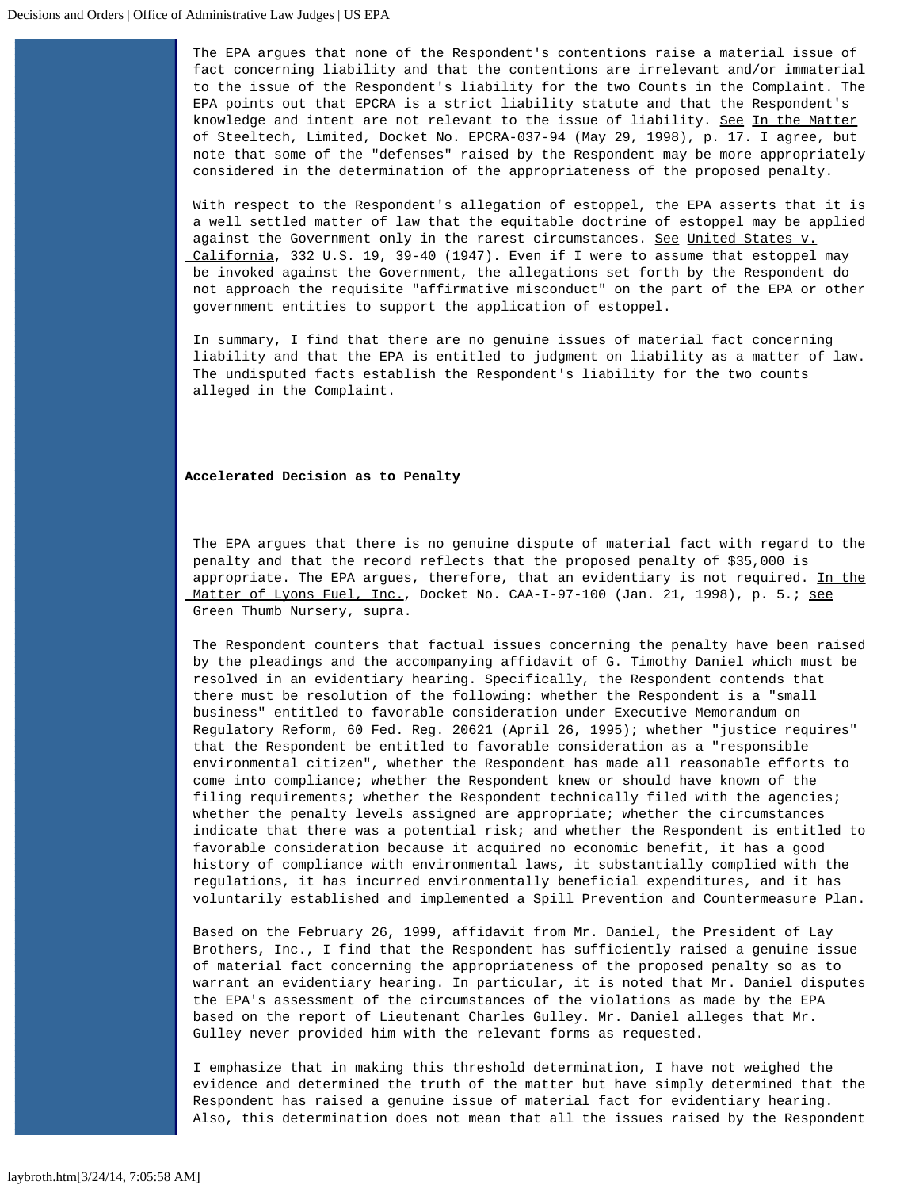The EPA argues that none of the Respondent's contentions raise a material issue of fact concerning liability and that the contentions are irrelevant and/or immaterial to the issue of the Respondent's liability for the two Counts in the Complaint. The EPA points out that EPCRA is a strict liability statute and that the Respondent's knowledge and intent are not relevant to the issue of liability. See In the Matter of Steeltech, Limited, Docket No. EPCRA-037-94 (May 29, 1998), p. 17. I agree, but note that some of the "defenses" raised by the Respondent may be more appropriately considered in the determination of the appropriateness of the proposed penalty.

With respect to the Respondent's allegation of estoppel, the EPA asserts that it is a well settled matter of law that the equitable doctrine of estoppel may be applied against the Government only in the rarest circumstances. See United States v. California, 332 U.S. 19, 39-40 (1947). Even if I were to assume that estoppel may be invoked against the Government, the allegations set forth by the Respondent do not approach the requisite "affirmative misconduct" on the part of the EPA or other government entities to support the application of estoppel.

In summary, I find that there are no genuine issues of material fact concerning liability and that the EPA is entitled to judgment on liability as a matter of law. The undisputed facts establish the Respondent's liability for the two counts alleged in the Complaint.

**Accelerated Decision as to Penalty**

The EPA argues that there is no genuine dispute of material fact with regard to the penalty and that the record reflects that the proposed penalty of $35,000 is appropriate. The EPA argues, therefore, that an evidentiary is not required. In the Matter of Lyons Fuel, Inc., Docket No. CAA-I-97-100 (Jan. 21, 1998), p. 5.; see Green Thumb Nursery, supra.

The Respondent counters that factual issues concerning the penalty have been raised by the pleadings and the accompanying affidavit of G. Timothy Daniel which must be resolved in an evidentiary hearing. Specifically, the Respondent contends that there must be resolution of the following: whether the Respondent is a "small business" entitled to favorable consideration under Executive Memorandum on Regulatory Reform, 60 Fed. Reg. 20621 (April 26, 1995); whether "justice requires" that the Respondent be entitled to favorable consideration as a "responsible environmental citizen", whether the Respondent has made all reasonable efforts to come into compliance; whether the Respondent knew or should have known of the filing requirements; whether the Respondent technically filed with the agencies; whether the penalty levels assigned are appropriate; whether the circumstances indicate that there was a potential risk; and whether the Respondent is entitled to favorable consideration because it acquired no economic benefit, it has a good history of compliance with environmental laws, it substantially complied with the regulations, it has incurred environmentally beneficial expenditures, and it has voluntarily established and implemented a Spill Prevention and Countermeasure Plan.

Based on the February 26, 1999, affidavit from Mr. Daniel, the President of Lay Brothers, Inc., I find that the Respondent has sufficiently raised a genuine issue of material fact concerning the appropriateness of the proposed penalty so as to warrant an evidentiary hearing. In particular, it is noted that Mr. Daniel disputes the EPA's assessment of the circumstances of the violations as made by the EPA based on the report of Lieutenant Charles Gulley. Mr. Daniel alleges that Mr. Gulley never provided him with the relevant forms as requested.

I emphasize that in making this threshold determination, I have not weighed the evidence and determined the truth of the matter but have simply determined that the Respondent has raised a genuine issue of material fact for evidentiary hearing. Also, this determination does not mean that all the issues raised by the Respondent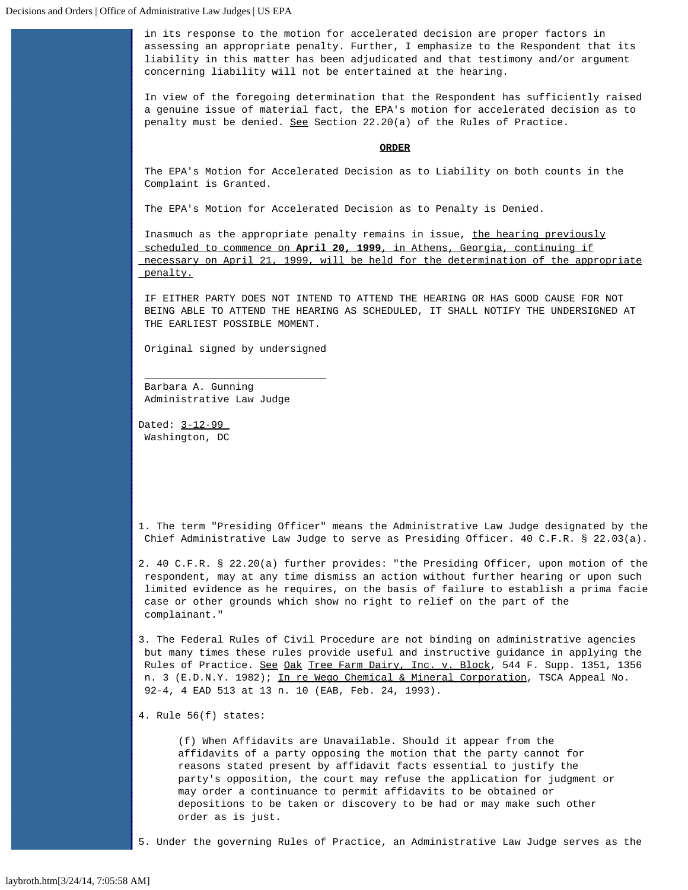in its response to the motion for accelerated decision are proper factors in assessing an appropriate penalty. Further, I emphasize to the Respondent that its liability in this matter has been adjudicated and that testimony and/or argument concerning liability will not be entertained at the hearing.

In view of the foregoing determination that the Respondent has sufficiently raised a genuine issue of material fact, the EPA's motion for accelerated decision as to penalty must be denied. See Section 22.20(a) of the Rules of Practice.

**ORDER**

The EPA's Motion for Accelerated Decision as to Liability on both counts in the Complaint is Granted.

The EPA's Motion for Accelerated Decision as to Penalty is Denied.

Inasmuch as the appropriate penalty remains in issue, the hearing previously scheduled to commence on **April 20, 1999**, in Athens, Georgia, continuing if necessary on April 21, 1999, will be held for the determination of the appropriate penalty.

IF EITHER PARTY DOES NOT INTEND TO ATTEND THE HEARING OR HAS GOOD CAUSE FOR NOT BEING ABLE TO ATTEND THE HEARING AS SCHEDULED, IT SHALL NOTIFY THE UNDERSIGNED AT THE EARLIEST POSSIBLE MOMENT.

Original signed by undersigned

______________________________

Barbara A. Gunning
Administrative Law Judge

Dated: 3-12-99
Washington, DC

1. The term "Presiding Officer" means the Administrative Law Judge designated by the Chief Administrative Law Judge to serve as Presiding Officer. 40 C.F.R. § 22.03(a).

2. 40 C.F.R. § 22.20(a) further provides: "the Presiding Officer, upon motion of the respondent, may at any time dismiss an action without further hearing or upon such limited evidence as he requires, on the basis of failure to establish a prima facie case or other grounds which show no right to relief on the part of the complainant."

3. The Federal Rules of Civil Procedure are not binding on administrative agencies but many times these rules provide useful and instructive guidance in applying the Rules of Practice. See Oak Tree Farm Dairy, Inc. v. Block, 544 F. Supp. 1351, 1356 n. 3 (E.D.N.Y. 1982); In re Wego Chemical & Mineral Corporation, TSCA Appeal No. 92-4, 4 EAD 513 at 13 n. 10 (EAB, Feb. 24, 1993).

4. Rule 56(f) states:

> (f) When Affidavits are Unavailable. Should it appear from the affidavits of a party opposing the motion that the party cannot for reasons stated present by affidavit facts essential to justify the party's opposition, the court may refuse the application for judgment or may order a continuance to permit affidavits to be obtained or depositions to be taken or discovery to be had or may make such other order as is just.

5. Under the governing Rules of Practice, an Administrative Law Judge serves as the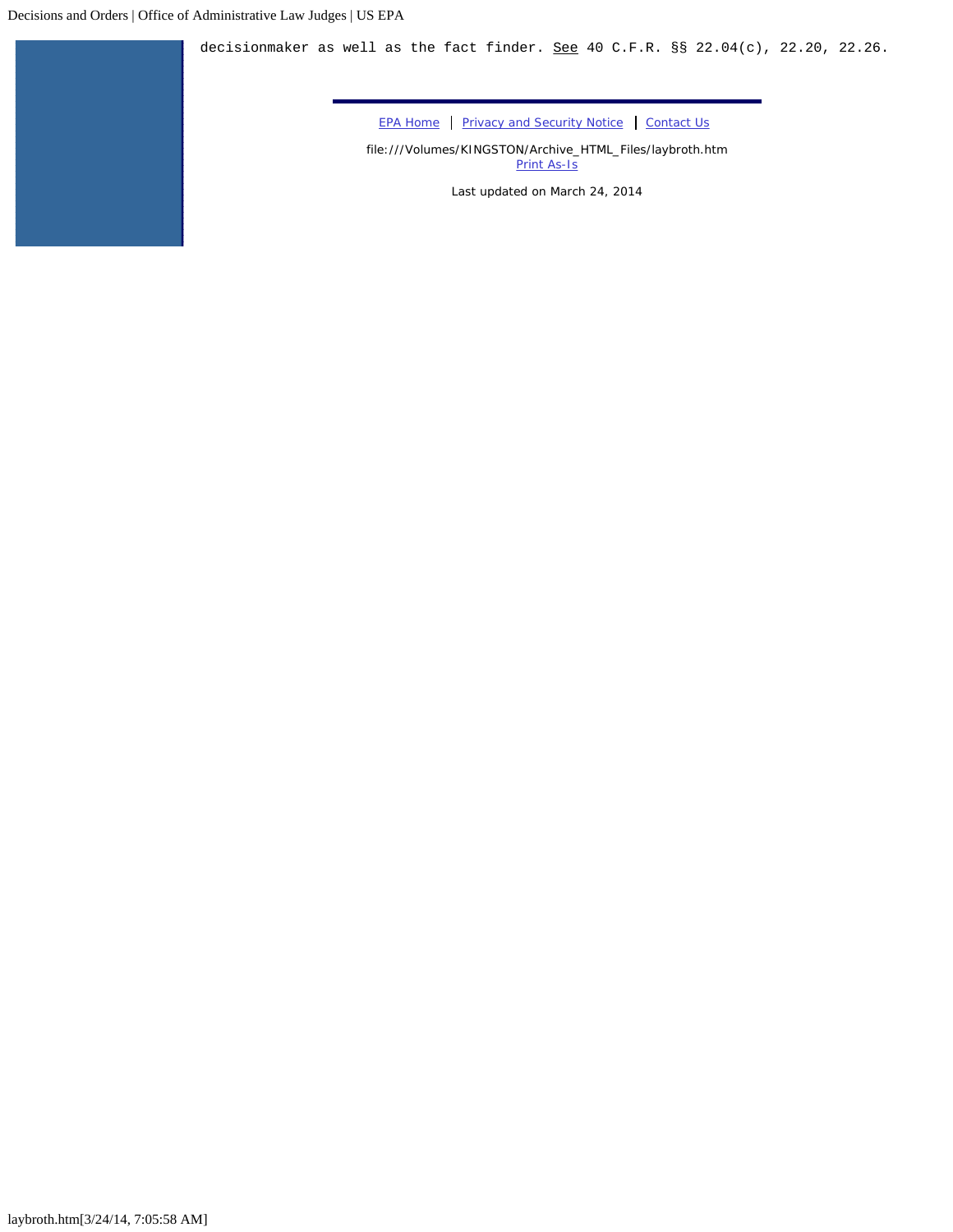decisionmaker as well as the fact finder. <u>See</u> 40 C.F.R. §§ 22.04(c), 22.20, 22.26.